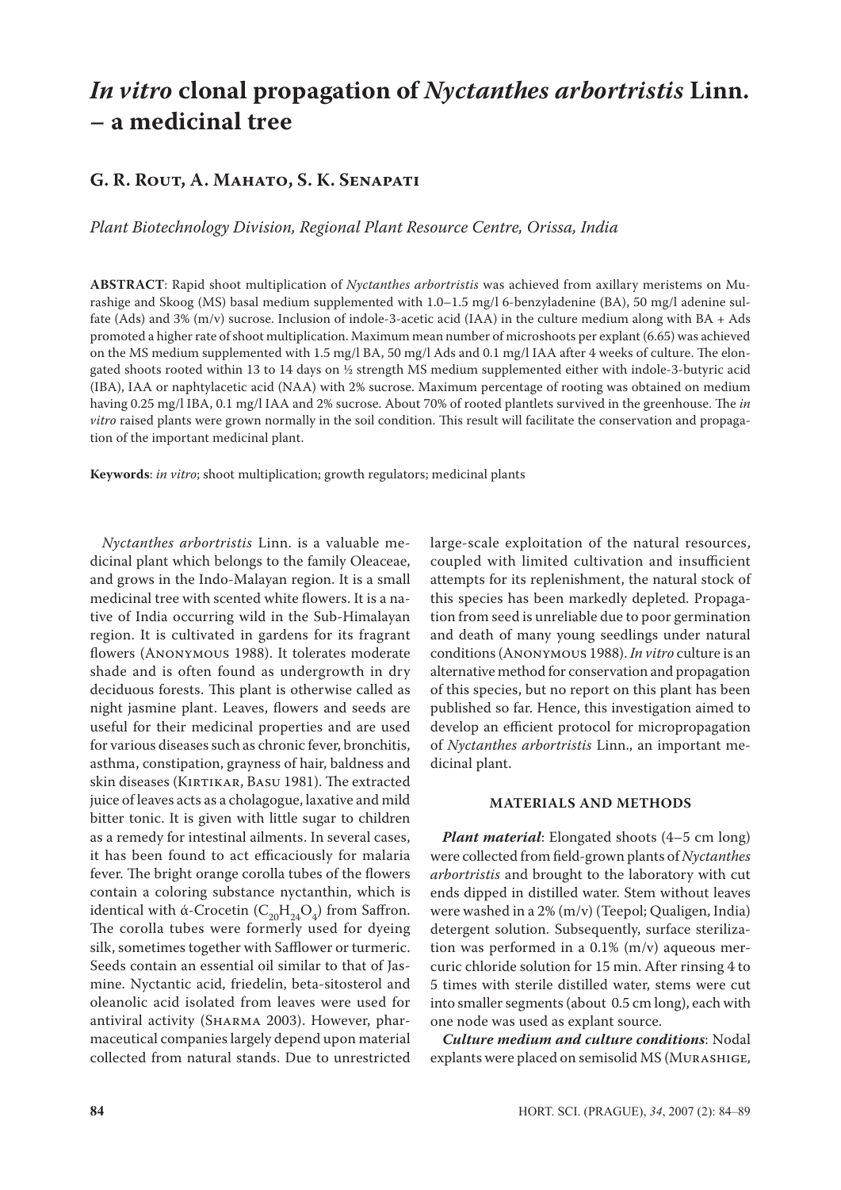# *In vitro* clonal propagation of *Nyctanthes arbortristis* Linn. – a medicinal tree

## G. R. Rout, A. Mahato, S. K. Senapati

*Plant Biotechnology Division, Regional Plant Resource Centre, Orissa, India*

**ABSTRACT**: Rapid shoot multiplication of *Nyctanthes arbortristis* was achieved from axillary meristems on Murashige and Skoog (MS) basal medium supplemented with 1.0–1.5 mg/l 6-benzyladenine (BA), 50 mg/l adenine sulfate (Ads) and 3% (m/v) sucrose. Inclusion of indole-3-acetic acid (IAA) in the culture medium along with BA + Ads promoted a higher rate of shoot multiplication. Maximum mean number of microshoots per explant (6.65) was achieved on the MS medium supplemented with 1.5 mg/l BA, 50 mg/l Ads and 0.1 mg/l IAA after 4 weeks of culture. The elongated shoots rooted within 13 to 14 days on ½ strength MS medium supplemented either with indole-3-butyric acid (IBA), IAA or naphtylacetic acid (NAA) with 2% sucrose. Maximum percentage of rooting was obtained on medium having 0.25 mg/l IBA, 0.1 mg/l IAA and 2% sucrose. About 70% of rooted plantlets survived in the greenhouse. The *in vitro* raised plants were grown normally in the soil condition. This result will facilitate the conservation and propagation of the important medicinal plant.

**Keywords**: *in vitro*; shoot multiplication; growth regulators; medicinal plants

*Nyctanthes arbortristis* Linn. is a valuable medicinal plant which belongs to the family Oleaceae, and grows in the Indo-Malayan region. It is a small medicinal tree with scented white flowers. It is a native of India occurring wild in the Sub-Himalayan region. It is cultivated in gardens for its fragrant flowers (Anonymous 1988). It tolerates moderate shade and is often found as undergrowth in dry deciduous forests. This plant is otherwise called as night jasmine plant. Leaves, flowers and seeds are useful for their medicinal properties and are used for various diseases such as chronic fever, bronchitis, asthma, constipation, grayness of hair, baldness and skin diseases (Kirtikar, Basu 1981). The extracted juice of leaves acts as a cholagogue, laxative and mild bitter tonic. It is given with little sugar to children as a remedy for intestinal ailments. In several cases, it has been found to act efficaciously for malaria fever. The bright orange corolla tubes of the flowers contain a coloring substance nyctanthin, which is identical with ά-Crocetin ($C_{20}H_{24}O_4$) from Saffron. The corolla tubes were formerly used for dyeing silk, sometimes together with Safflower or turmeric. Seeds contain an essential oil similar to that of Jasmine. Nyctantic acid, friedelin, beta-sitosterol and oleanolic acid isolated from leaves were used for antiviral activity (Sharma 2003). However, pharmaceutical companies largely depend upon material collected from natural stands. Due to unrestricted large-scale exploitation of the natural resources, coupled with limited cultivation and insufficient attempts for its replenishment, the natural stock of this species has been markedly depleted. Propagation from seed is unreliable due to poor germination and death of many young seedlings under natural conditions (Anonymous 1988). *In vitro* culture is an alternative method for conservation and propagation of this species, but no report on this plant has been published so far. Hence, this investigation aimed to develop an efficient protocol for micropropagation of *Nyctanthes arbortristis* Linn., an important medicinal plant.

## MATERIALS AND METHODS

***Plant material***: Elongated shoots (4–5 cm long) were collected from field-grown plants of *Nyctanthes arbortristis* and brought to the laboratory with cut ends dipped in distilled water. Stem without leaves were washed in a 2% (m/v) (Teepol; Qualigen, India) detergent solution. Subsequently, surface sterilization was performed in a 0.1% (m/v) aqueous mercuric chloride solution for 15 min. After rinsing 4 to 5 times with sterile distilled water, stems were cut into smaller segments (about 0.5 cm long), each with one node was used as explant source.

***Culture medium and culture conditions***: Nodal explants were placed on semisolid MS (Murashige,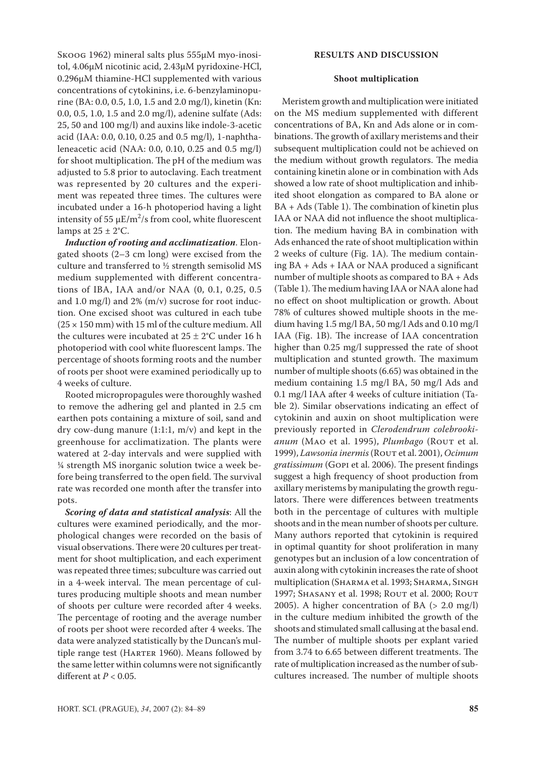Skoog 1962) mineral salts plus 555μM myo-inositol, 4.06μM nicotinic acid, 2.43μM pyridoxine-HCl, 0.296μM thiamine-HCl supplemented with various concentrations of cytokinins, i.e. 6-benzylaminopurine (BA: 0.0, 0.5, 1.0, 1.5 and 2.0 mg/l), kinetin (Kn: 0.0, 0.5, 1.0, 1.5 and 2.0 mg/l), adenine sulfate (Ads: 25, 50 and 100 mg/l) and auxins like indole-3-acetic acid (IAA: 0.0, 0.10, 0.25 and 0.5 mg/l), 1-naphthaleneacetic acid (NAA: 0.0, 0.10, 0.25 and 0.5 mg/l) for shoot multiplication. The pH of the medium was adjusted to 5.8 prior to autoclaving. Each treatment was represented by 20 cultures and the experiment was repeated three times. The cultures were incubated under a 16-h photoperiod having a light intensity of 55 $\mu E/m^2/s$ from cool, white fluorescent lamps at $25 \pm 2°C$.

***Induction of rooting and acclimatization***. Elongated shoots (2–3 cm long) were excised from the culture and transferred to ½ strength semisolid MS medium supplemented with different concentrations of IBA, IAA and/or NAA (0, 0.1, 0.25, 0.5 and 1.0 mg/l) and 2% (m/v) sucrose for root induction. One excised shoot was cultured in each tube (25 × 150 mm) with 15 ml of the culture medium. All the cultures were incubated at $25 \pm 2°C$ under 16 h photoperiod with cool white fluorescent lamps. The percentage of shoots forming roots and the number of roots per shoot were examined periodically up to 4 weeks of culture.

Rooted micropropagules were thoroughly washed to remove the adhering gel and planted in 2.5 cm earthen pots containing a mixture of soil, sand and dry cow-dung manure (1:1:1, m/v) and kept in the greenhouse for acclimatization. The plants were watered at 2-day intervals and were supplied with ¼ strength MS inorganic solution twice a week before being transferred to the open field. The survival rate was recorded one month after the transfer into pots.

***Scoring of data and statistical analysis***: All the cultures were examined periodically, and the morphological changes were recorded on the basis of visual observations. There were 20 cultures per treatment for shoot multiplication, and each experiment was repeated three times; subculture was carried out in a 4-week interval. The mean percentage of cultures producing multiple shoots and mean number of shoots per culture were recorded after 4 weeks. The percentage of rooting and the average number of roots per shoot were recorded after 4 weeks. The data were analyzed statistically by the Duncan's multiple range test (Harter 1960). Means followed by the same letter within columns were not significantly different at $P < 0.05$.

## RESULTS AND DISCUSSION

### Shoot multiplication

Meristem growth and multiplication were initiated on the MS medium supplemented with different concentrations of BA, Kn and Ads alone or in combinations. The growth of axillary meristems and their subsequent multiplication could not be achieved on the medium without growth regulators. The media containing kinetin alone or in combination with Ads showed a low rate of shoot multiplication and inhibited shoot elongation as compared to BA alone or BA + Ads (Table 1). The combination of kinetin plus IAA or NAA did not influence the shoot multiplication. The medium having BA in combination with Ads enhanced the rate of shoot multiplication within 2 weeks of culture (Fig. 1A). The medium containing BA + Ads + IAA or NAA produced a significant number of multiple shoots as compared to BA + Ads (Table 1). The medium having IAA or NAA alone had no effect on shoot multiplication or growth. About 78% of cultures showed multiple shoots in the medium having 1.5 mg/l BA, 50 mg/l Ads and 0.10 mg/l IAA (Fig. 1B). The increase of IAA concentration higher than 0.25 mg/l suppressed the rate of shoot multiplication and stunted growth. The maximum number of multiple shoots (6.65) was obtained in the medium containing 1.5 mg/l BA, 50 mg/l Ads and 0.1 mg/l IAA after 4 weeks of culture initiation (Table 2). Similar observations indicating an effect of cytokinin and auxin on shoot multiplication were previously reported in *Clerodendrum colebrookianum* (Mao et al. 1995), *Plumbago* (Rout et al. 1999), *Lawsonia inermis* (Rout et al. 2001), *Ocimum gratissimum* (Gopi et al. 2006). The present findings suggest a high frequency of shoot production from axillary meristems by manipulating the growth regulators. There were differences between treatments both in the percentage of cultures with multiple shoots and in the mean number of shoots per culture. Many authors reported that cytokinin is required in optimal quantity for shoot proliferation in many genotypes but an inclusion of a low concentration of auxin along with cytokinin increases the rate of shoot multiplication (Sharma et al. 1993; Sharma, Singh 1997; Shasany et al. 1998; Rout et al. 2000; Rout 2005). A higher concentration of BA (> 2.0 mg/l) in the culture medium inhibited the growth of the shoots and stimulated small callusing at the basal end. The number of multiple shoots per explant varied from 3.74 to 6.65 between different treatments. The rate of multiplication increased as the number of subcultures increased. The number of multiple shoots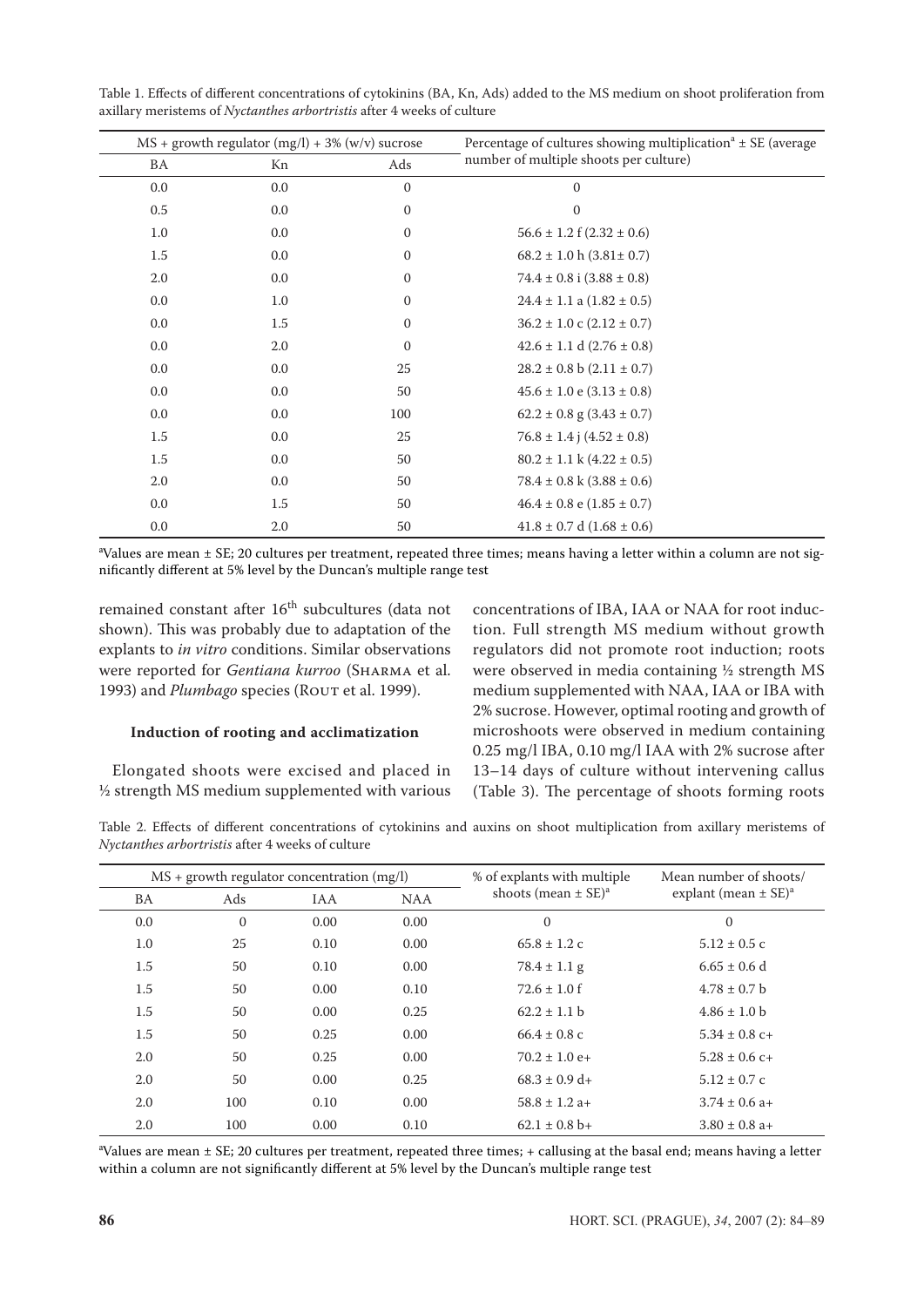Table 1. Effects of different concentrations of cytokinins (BA, Kn, Ads) added to the MS medium on shoot proliferation from axillary meristems of *Nyctanthes arbortristis* after 4 weeks of culture

| MS + growth regulator (mg/l) + 3% (w/v) sucrose | | | Percentage of cultures showing multiplication[a] ± SE (average number of multiple shoots per culture) |
|---|---|---|---|
| BA | Kn | Ads | |
| 0.0 | 0.0 | 0 | 0 |
| 0.5 | 0.0 | 0 | 0 |
| 1.0 | 0.0 | 0 | 56.6 ± 1.2 f (2.32 ± 0.6) |
| 1.5 | 0.0 | 0 | 68.2 ± 1.0 h (3.81± 0.7) |
| 2.0 | 0.0 | 0 | 74.4 ± 0.8 i (3.88 ± 0.8) |
| 0.0 | 1.0 | 0 | 24.4 ± 1.1 a (1.82 ± 0.5) |
| 0.0 | 1.5 | 0 | 36.2 ± 1.0 c (2.12 ± 0.7) |
| 0.0 | 2.0 | 0 | 42.6 ± 1.1 d (2.76 ± 0.8) |
| 0.0 | 0.0 | 25 | 28.2 ± 0.8 b (2.11 ± 0.7) |
| 0.0 | 0.0 | 50 | 45.6 ± 1.0 e (3.13 ± 0.8) |
| 0.0 | 0.0 | 100 | 62.2 ± 0.8 g (3.43 ± 0.7) |
| 1.5 | 0.0 | 25 | 76.8 ± 1.4 j (4.52 ± 0.8) |
| 1.5 | 0.0 | 50 | 80.2 ± 1.1 k (4.22 ± 0.5) |
| 2.0 | 0.0 | 50 | 78.4 ± 0.8 k (3.88 ± 0.6) |
| 0.0 | 1.5 | 50 | 46.4 ± 0.8 e (1.85 ± 0.7) |
| 0.0 | 2.0 | 50 | 41.8 ± 0.7 d (1.68 ± 0.6) |

[a]Values are mean ± SE; 20 cultures per treatment, repeated three times; means having a letter within a column are not significantly different at 5% level by the Duncan's multiple range test

remained constant after 16[th] subcultures (data not shown). This was probably due to adaptation of the explants to *in vitro* conditions. Similar observations were reported for *Gentiana kurroo* (Sharma et al. 1993) and *Plumbago* species (Rout et al. 1999).

### Induction of rooting and acclimatization

Elongated shoots were excised and placed in ½ strength MS medium supplemented with various concentrations of IBA, IAA or NAA for root induction. Full strength MS medium without growth regulators did not promote root induction; roots were observed in media containing ½ strength MS medium supplemented with NAA, IAA or IBA with 2% sucrose. However, optimal rooting and growth of microshoots were observed in medium containing 0.25 mg/l IBA, 0.10 mg/l IAA with 2% sucrose after 13–14 days of culture without intervening callus (Table 3). The percentage of shoots forming roots

Table 2. Effects of different concentrations of cytokinins and auxins on shoot multiplication from axillary meristems of *Nyctanthes arbortristis* after 4 weeks of culture

| MS + growth regulator concentration (mg/l) | | | | % of explants with multiple shoots (mean ± SE)[a] | Mean number of shoots/ explant (mean ± SE)[a] |
|---|---|---|---|---|---|
| BA | Ads | IAA | NAA | | |
| 0.0 | 0 | 0.00 | 0.00 | 0 | 0 |
| 1.0 | 25 | 0.10 | 0.00 | 65.8 ± 1.2 c | 5.12 ± 0.5 c |
| 1.5 | 50 | 0.10 | 0.00 | 78.4 ± 1.1 g | 6.65 ± 0.6 d |
| 1.5 | 50 | 0.00 | 0.10 | 72.6 ± 1.0 f | 4.78 ± 0.7 b |
| 1.5 | 50 | 0.00 | 0.25 | 62.2 ± 1.1 b | 4.86 ± 1.0 b |
| 1.5 | 50 | 0.25 | 0.00 | 66.4 ± 0.8 c | 5.34 ± 0.8 c+ |
| 2.0 | 50 | 0.25 | 0.00 | 70.2 ± 1.0 e+ | 5.28 ± 0.6 c+ |
| 2.0 | 50 | 0.00 | 0.25 | 68.3 ± 0.9 d+ | 5.12 ± 0.7 c |
| 2.0 | 100 | 0.10 | 0.00 | 58.8 ± 1.2 a+ | 3.74 ± 0.6 a+ |
| 2.0 | 100 | 0.00 | 0.10 | 62.1 ± 0.8 b+ | 3.80 ± 0.8 a+ |

[a]Values are mean ± SE; 20 cultures per treatment, repeated three times; + callusing at the basal end; means having a letter within a column are not significantly different at 5% level by the Duncan's multiple range test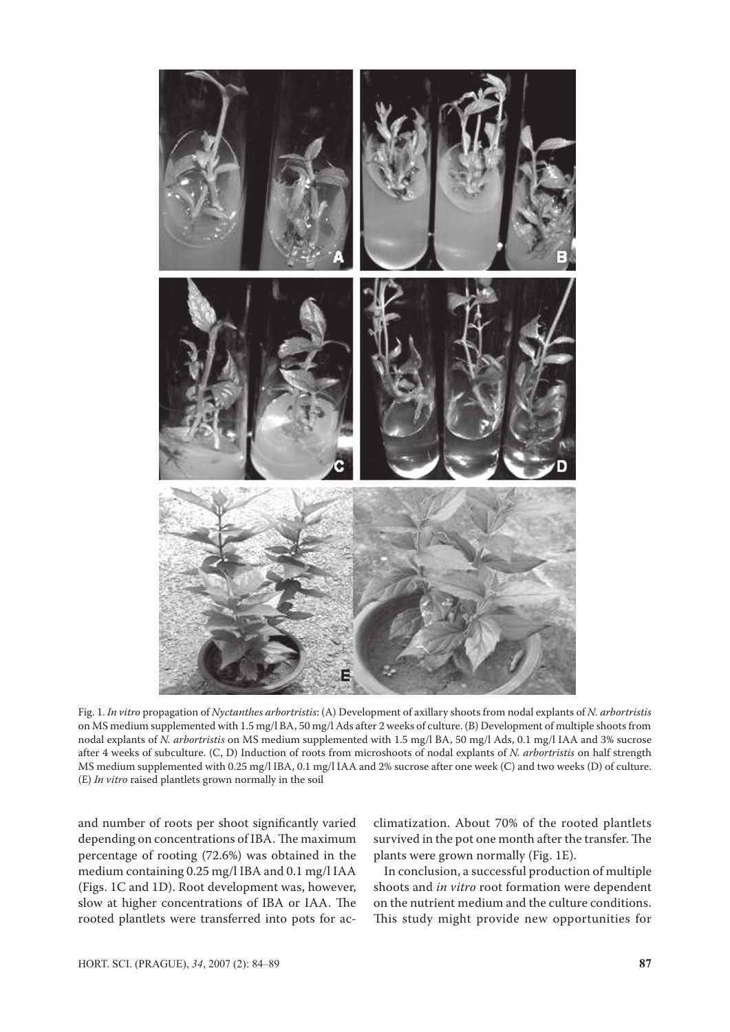Fig. 1. *In vitro* propagation of *Nyctanthes arbortristis*: (A) Development of axillary shoots from nodal explants of *N. arbortristis* on MS medium supplemented with 1.5 mg/l BA, 50 mg/l Ads after 2 weeks of culture. (B) Development of multiple shoots from nodal explants of *N. arbortristis* on MS medium supplemented with 1.5 mg/l BA, 50 mg/l Ads, 0.1 mg/l IAA and 3% sucrose after 4 weeks of subculture. (C, D) Induction of roots from microshoots of nodal explants of *N. arbortristis* on half strength MS medium supplemented with 0.25 mg/l IBA, 0.1 mg/l IAA and 2% sucrose after one week (C) and two weeks (D) of culture. (E) *In vitro* raised plantlets grown normally in the soil

and number of roots per shoot significantly varied depending on concentrations of IBA. The maximum percentage of rooting (72.6%) was obtained in the medium containing 0.25 mg/l IBA and 0.1 mg/l IAA (Figs. 1C and 1D). Root development was, however, slow at higher concentrations of IBA or IAA. The rooted plantlets were transferred into pots for acclimatization. About 70% of the rooted plantlets survived in the pot one month after the transfer. The plants were grown normally (Fig. 1E).

In conclusion, a successful production of multiple shoots and *in vitro* root formation were dependent on the nutrient medium and the culture conditions. This study might provide new opportunities for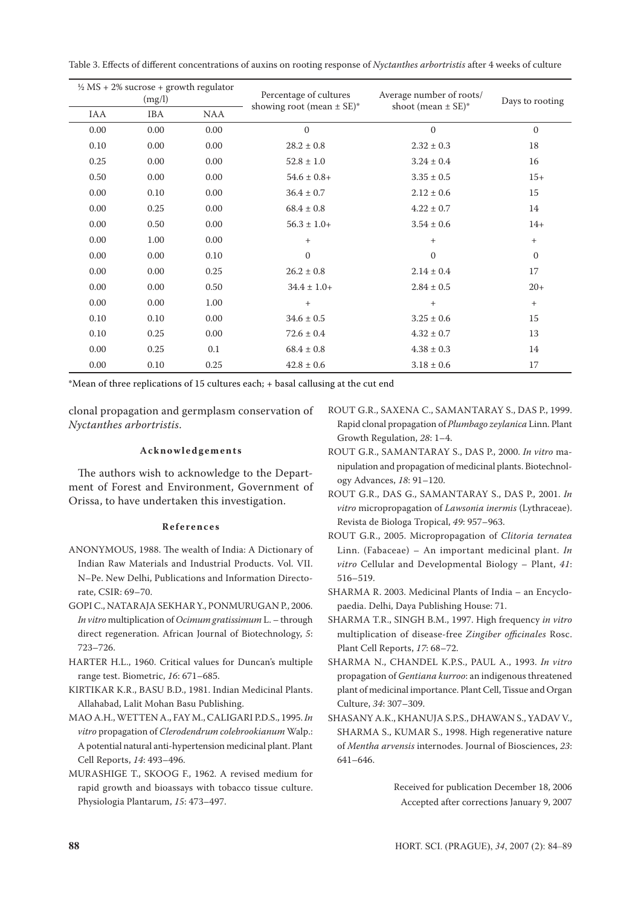Table 3. Effects of different concentrations of auxins on rooting response of *Nyctanthes arbortristis* after 4 weeks of culture

| ½ MS + 2% sucrose + growth regulator (mg/l) | | | Percentage of cultures showing root (mean ± SE)* | Average number of roots/ shoot (mean ± SE)* | Days to rooting |
|---|---|---|---|---|---|
| IAA | IBA | NAA | | | |
| 0.00 | 0.00 | 0.00 | 0 | 0 | 0 |
| 0.10 | 0.00 | 0.00 | 28.2 ± 0.8 | 2.32 ± 0.3 | 18 |
| 0.25 | 0.00 | 0.00 | 52.8 ± 1.0 | 3.24 ± 0.4 | 16 |
| 0.50 | 0.00 | 0.00 | 54.6 ± 0.8+ | 3.35 ± 0.5 | 15+ |
| 0.00 | 0.10 | 0.00 | 36.4 ± 0.7 | 2.12 ± 0.6 | 15 |
| 0.00 | 0.25 | 0.00 | 68.4 ± 0.8 | 4.22 ± 0.7 | 14 |
| 0.00 | 0.50 | 0.00 | 56.3 ± 1.0+ | 3.54 ± 0.6 | 14+ |
| 0.00 | 1.00 | 0.00 | + | + | + |
| 0.00 | 0.00 | 0.10 | 0 | 0 | 0 |
| 0.00 | 0.00 | 0.25 | 26.2 ± 0.8 | 2.14 ± 0.4 | 17 |
| 0.00 | 0.00 | 0.50 | 34.4 ± 1.0+ | 2.84 ± 0.5 | 20+ |
| 0.00 | 0.00 | 1.00 | + | + | + |
| 0.10 | 0.10 | 0.00 | 34.6 ± 0.5 | 3.25 ± 0.6 | 15 |
| 0.10 | 0.25 | 0.00 | 72.6 ± 0.4 | 4.32 ± 0.7 | 13 |
| 0.00 | 0.25 | 0.1 | 68.4 ± 0.8 | 4.38 ± 0.3 | 14 |
| 0.00 | 0.10 | 0.25 | 42.8 ± 0.6 | 3.18 ± 0.6 | 17 |

*Mean of three replications of 15 cultures each; + basal callusing at the cut end

clonal propagation and germplasm conservation of *Nyctanthes arbortristis*.

### Acknowledgements

The authors wish to acknowledge to the Department of Forest and Environment, Government of Orissa, to have undertaken this investigation.

### References

ANONYMOUS, 1988. The wealth of India: A Dictionary of Indian Raw Materials and Industrial Products. Vol. VII. N–Pe. New Delhi, Publications and Information Directorate, CSIR: 69–70.

GOPI C., NATARAJA SEKHAR Y., PONMURUGAN P., 2006. *In vitro* multiplication of *Ocimum gratissimum* L. – through direct regeneration. African Journal of Biotechnology, *5*: 723–726.

HARTER H.L., 1960. Critical values for Duncan's multiple range test. Biometric, *16*: 671–685.

KIRTIKAR K.R., BASU B.D., 1981. Indian Medicinal Plants. Allahabad, Lalit Mohan Basu Publishing.

MAO A.H., WETTEN A., FAY M., CALIGARI P.D.S., 1995. *In vitro* propagation of *Clerodendrum colebrookianum* Walp.: A potential natural anti-hypertension medicinal plant. Plant Cell Reports, *14*: 493–496.

MURASHIGE T., SKOOG F., 1962. A revised medium for rapid growth and bioassays with tobacco tissue culture. Physiologia Plantarum, *15*: 473–497.

ROUT G.R., SAXENA C., SAMANTARAY S., DAS P., 1999. Rapid clonal propagation of *Plumbago zeylanica* Linn. Plant Growth Regulation, *28*: 1–4.

ROUT G.R., SAMANTARAY S., DAS P., 2000. *In vitro* manipulation and propagation of medicinal plants. Biotechnology Advances, *18*: 91–120.

ROUT G.R., DAS G., SAMANTARAY S., DAS P., 2001. *In vitro* micropropagation of *Lawsonia inermis* (Lythraceae). Revista de Biologa Tropical, *49*: 957–963.

ROUT G.R., 2005. Micropropagation of *Clitoria ternatea* Linn. (Fabaceae) – An important medicinal plant. *In vitro* Cellular and Developmental Biology – Plant, *41*: 516–519.

SHARMA R. 2003. Medicinal Plants of India – an Encyclopaedia. Delhi, Daya Publishing House: 71.

SHARMA T.R., SINGH B.M., 1997. High frequency *in vitro* multiplication of disease-free *Zingiber officinales* Rosc. Plant Cell Reports, *17*: 68–72.

SHARMA N., CHANDEL K.P.S., PAUL A., 1993. *In vitro* propagation of *Gentiana kurroo*: an indigenous threatened plant of medicinal importance. Plant Cell, Tissue and Organ Culture, *34*: 307–309.

SHASANY A.K., KHANUJA S.P.S., DHAWAN S., YADAV V., SHARMA S., KUMAR S., 1998. High regenerative nature of *Mentha arvensis* internodes. Journal of Biosciences, *23*: 641–646.

Received for publication December 18, 2006
Accepted after corrections January 9, 2007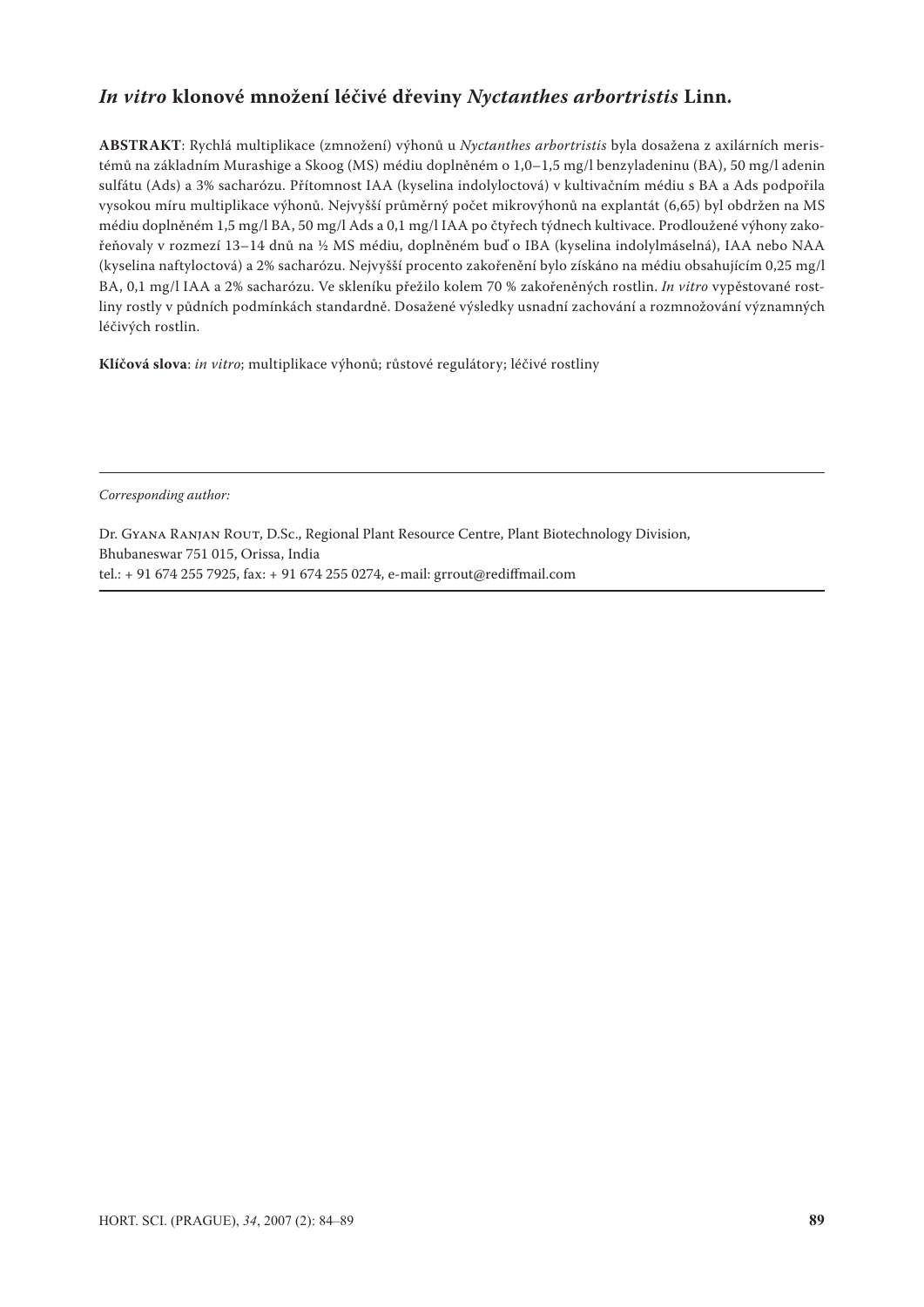## *In vitro* klonové množení léčivé dřeviny *Nyctanthes arbortristis* Linn.

**ABSTRAKT**: Rychlá multiplikace (zmnožení) výhonů u *Nyctanthes arbortristis* byla dosažena z axilárních meristémů na základním Murashige a Skoog (MS) médiu doplněném o 1,0–1,5 mg/l benzyladeninu (BA), 50 mg/l adenin sulfátu (Ads) a 3% sacharózu. Přítomnost IAA (kyselina indolyloctová) v kultivačním médiu s BA a Ads podpořila vysokou míru multiplikace výhonů. Nejvyšší průměrný počet mikrovýhonů na explantát (6,65) byl obdržen na MS médiu doplněném 1,5 mg/l BA, 50 mg/l Ads a 0,1 mg/l IAA po čtyřech týdnech kultivace. Prodloužené výhony zakořeňovaly v rozmezí 13–14 dnů na ½ MS médiu, doplněném buď o IBA (kyselina indolylmáselná), IAA nebo NAA (kyselina naftyloctová) a 2% sacharózu. Nejvyšší procento zakořenění bylo získáno na médiu obsahujícím 0,25 mg/l BA, 0,1 mg/l IAA a 2% sacharózu. Ve skleníku přežilo kolem 70 % zakořeněných rostlin. *In vitro* vypěstované rostliny rostly v půdních podmínkách standardně. Dosažené výsledky usnadní zachování a rozmnožování významných léčivých rostlin.

**Klíčová slova**: *in vitro*; multiplikace výhonů; růstové regulátory; léčivé rostliny

---

*Corresponding author:*

Dr. Gyana Ranjan Rout, D.Sc., Regional Plant Resource Centre, Plant Biotechnology Division, Bhubaneswar 751 015, Orissa, India
tel.: + 91 674 255 7925, fax: + 91 674 255 0274, e-mail: grrout@rediffmail.com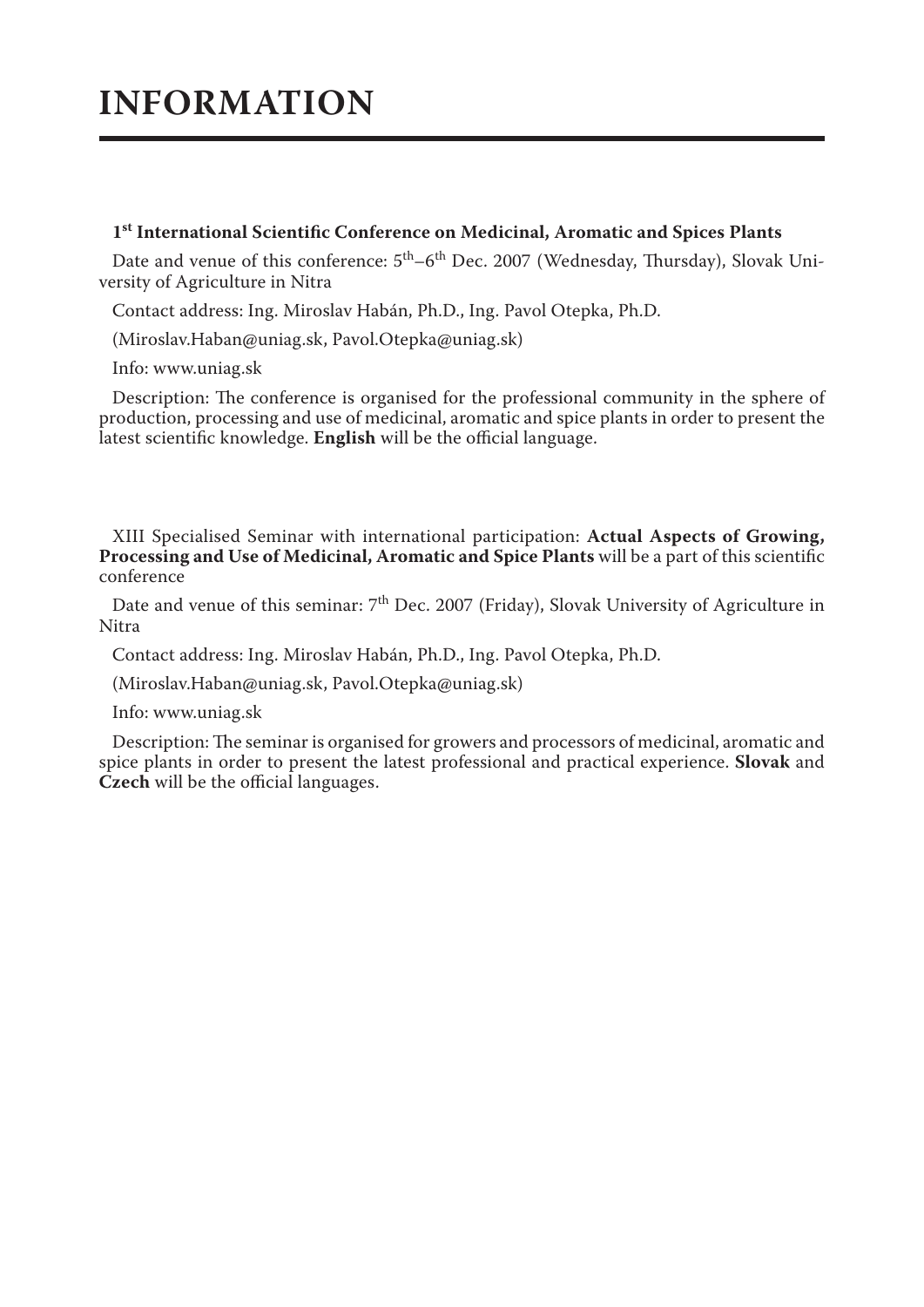# INFORMATION

**1st International Scientific Conference on Medicinal, Aromatic and Spices Plants**

Date and venue of this conference: 5th–6th Dec. 2007 (Wednesday, Thursday), Slovak University of Agriculture in Nitra

Contact address: Ing. Miroslav Habán, Ph.D., Ing. Pavol Otepka, Ph.D.

(Miroslav.Haban@uniag.sk, Pavol.Otepka@uniag.sk)

Info: www.uniag.sk

Description: The conference is organised for the professional community in the sphere of production, processing and use of medicinal, aromatic and spice plants in order to present the latest scientific knowledge. **English** will be the official language.

XIII Specialised Seminar with international participation: **Actual Aspects of Growing, Processing and Use of Medicinal, Aromatic and Spice Plants** will be a part of this scientific conference

Date and venue of this seminar: 7th Dec. 2007 (Friday), Slovak University of Agriculture in Nitra

Contact address: Ing. Miroslav Habán, Ph.D., Ing. Pavol Otepka, Ph.D.

(Miroslav.Haban@uniag.sk, Pavol.Otepka@uniag.sk)

Info: www.uniag.sk

Description: The seminar is organised for growers and processors of medicinal, aromatic and spice plants in order to present the latest professional and practical experience. **Slovak** and **Czech** will be the official languages.